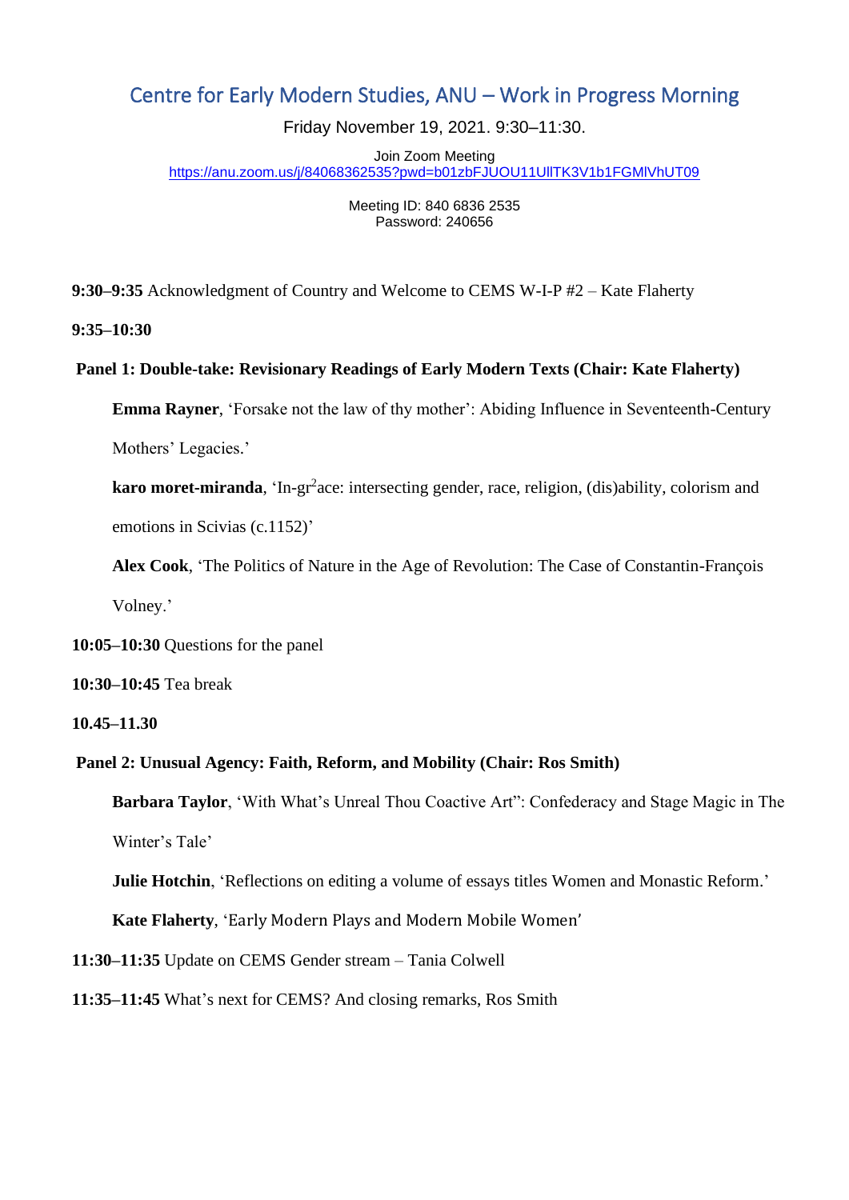# Centre for Early Modern Studies, ANU – Work in Progress Morning

Friday November 19, 2021. 9:30–11:30.

Join Zoom Meeting
https://anu.zoom.us/j/84068362535?pwd=b01zbFJUOU11UllTK3V1b1FGMlVhUT09

Meeting ID: 840 6836 2535
Password: 240656

**9:30–9:35** Acknowledgment of Country and Welcome to CEMS W-I-P #2 – Kate Flaherty

**9:35–10:30**

**Panel 1: Double-take: Revisionary Readings of Early Modern Texts (Chair: Kate Flaherty)**

**Emma Rayner**, 'Forsake not the law of thy mother': Abiding Influence in Seventeenth-Century Mothers' Legacies.'

**karo moret-miranda**, 'In-gr$^2$ace: intersecting gender, race, religion, (dis)ability, colorism and emotions in Scivias (c.1152)'

**Alex Cook**, 'The Politics of Nature in the Age of Revolution: The Case of Constantin-François Volney.'

**10:05–10:30** Questions for the panel

**10:30–10:45** Tea break

**10.45–11.30**

**Panel 2: Unusual Agency: Faith, Reform, and Mobility (Chair: Ros Smith)**

**Barbara Taylor**, 'With What's Unreal Thou Coactive Art": Confederacy and Stage Magic in The Winter's Tale'

**Julie Hotchin**, 'Reflections on editing a volume of essays titles Women and Monastic Reform.'

**Kate Flaherty**, 'Early Modern Plays and Modern Mobile Women'

**11:30–11:35** Update on CEMS Gender stream – Tania Colwell

**11:35–11:45** What's next for CEMS? And closing remarks, Ros Smith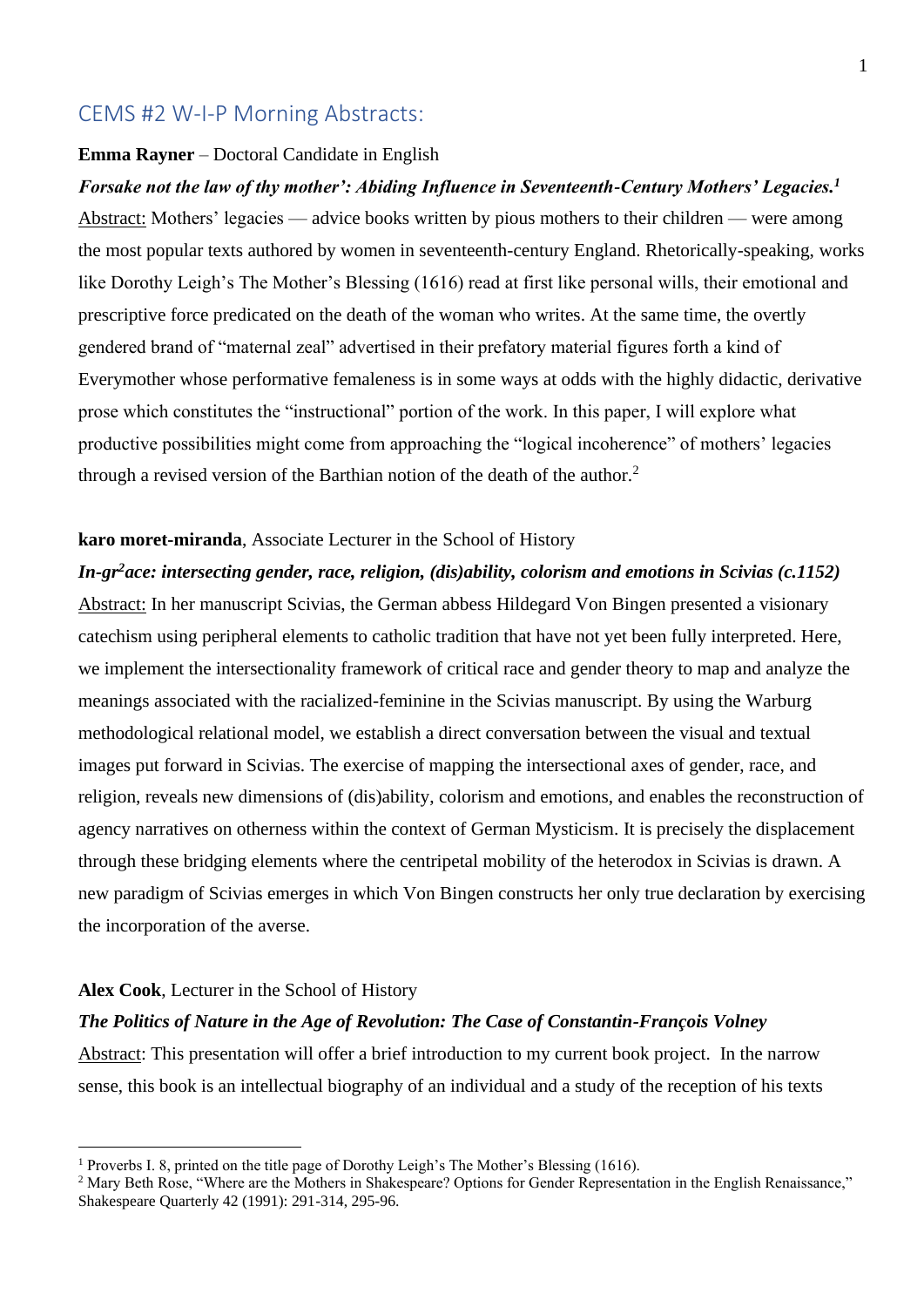## CEMS #2 W-I-P Morning Abstracts:

**Emma Rayner** – Doctoral Candidate in English

***Forsake not the law of thy mother': Abiding Influence in Seventeenth-Century Mothers' Legacies.***[1]

Abstract: Mothers' legacies — advice books written by pious mothers to their children — were among the most popular texts authored by women in seventeenth-century England. Rhetorically-speaking, works like Dorothy Leigh's The Mother's Blessing (1616) read at first like personal wills, their emotional and prescriptive force predicated on the death of the woman who writes. At the same time, the overtly gendered brand of "maternal zeal" advertised in their prefatory material figures forth a kind of Everymother whose performative femaleness is in some ways at odds with the highly didactic, derivative prose which constitutes the "instructional" portion of the work. In this paper, I will explore what productive possibilities might come from approaching the "logical incoherence" of mothers' legacies through a revised version of the Barthian notion of the death of the author.[2]

**karo moret-miranda**, Associate Lecturer in the School of History

***In-gr²ace: intersecting gender, race, religion, (dis)ability, colorism and emotions in Scivias (c.1152)***

Abstract: In her manuscript Scivias, the German abbess Hildegard Von Bingen presented a visionary catechism using peripheral elements to catholic tradition that have not yet been fully interpreted. Here, we implement the intersectionality framework of critical race and gender theory to map and analyze the meanings associated with the racialized-feminine in the Scivias manuscript. By using the Warburg methodological relational model, we establish a direct conversation between the visual and textual images put forward in Scivias. The exercise of mapping the intersectional axes of gender, race, and religion, reveals new dimensions of (dis)ability, colorism and emotions, and enables the reconstruction of agency narratives on otherness within the context of German Mysticism. It is precisely the displacement through these bridging elements where the centripetal mobility of the heterodox in Scivias is drawn. A new paradigm of Scivias emerges in which Von Bingen constructs her only true declaration by exercising the incorporation of the averse.

**Alex Cook**, Lecturer in the School of History

***The Politics of Nature in the Age of Revolution: The Case of Constantin-François Volney***

Abstract: This presentation will offer a brief introduction to my current book project. In the narrow sense, this book is an intellectual biography of an individual and a study of the reception of his texts

---

[1] Proverbs I. 8, printed on the title page of Dorothy Leigh's The Mother's Blessing (1616).

[2] Mary Beth Rose, "Where are the Mothers in Shakespeare? Options for Gender Representation in the English Renaissance," Shakespeare Quarterly 42 (1991): 291-314, 295-96.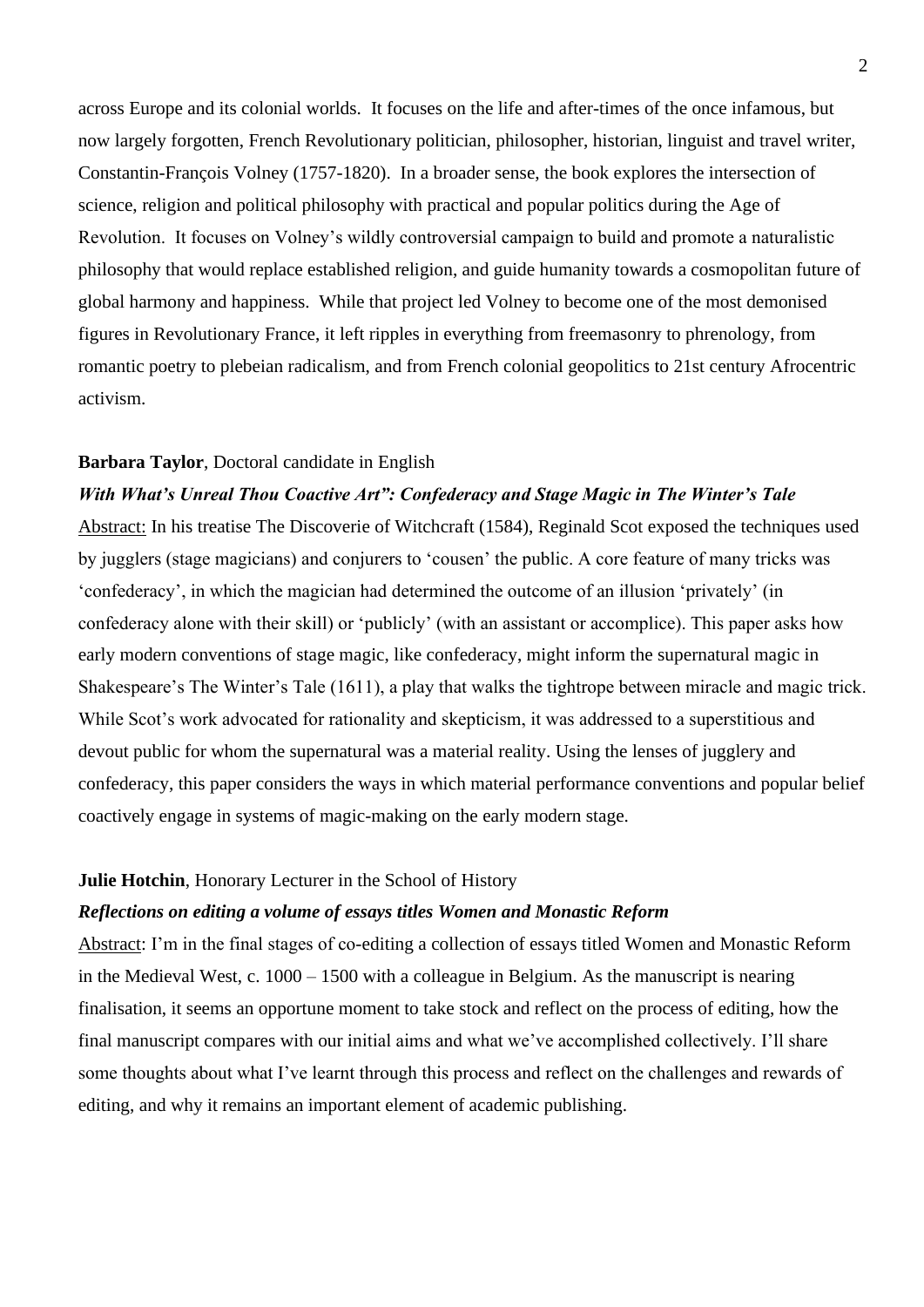across Europe and its colonial worlds. It focuses on the life and after-times of the once infamous, but now largely forgotten, French Revolutionary politician, philosopher, historian, linguist and travel writer, Constantin-François Volney (1757-1820). In a broader sense, the book explores the intersection of science, religion and political philosophy with practical and popular politics during the Age of Revolution. It focuses on Volney's wildly controversial campaign to build and promote a naturalistic philosophy that would replace established religion, and guide humanity towards a cosmopolitan future of global harmony and happiness. While that project led Volney to become one of the most demonised figures in Revolutionary France, it left ripples in everything from freemasonry to phrenology, from romantic poetry to plebeian radicalism, and from French colonial geopolitics to 21st century Afrocentric activism.

**Barbara Taylor**, Doctoral candidate in English

***With What's Unreal Thou Coactive Art": Confederacy and Stage Magic in The Winter's Tale***

Abstract: In his treatise The Discoverie of Witchcraft (1584), Reginald Scot exposed the techniques used by jugglers (stage magicians) and conjurers to 'cousen' the public. A core feature of many tricks was 'confederacy', in which the magician had determined the outcome of an illusion 'privately' (in confederacy alone with their skill) or 'publicly' (with an assistant or accomplice). This paper asks how early modern conventions of stage magic, like confederacy, might inform the supernatural magic in Shakespeare's The Winter's Tale (1611), a play that walks the tightrope between miracle and magic trick. While Scot's work advocated for rationality and skepticism, it was addressed to a superstitious and devout public for whom the supernatural was a material reality. Using the lenses of jugglery and confederacy, this paper considers the ways in which material performance conventions and popular belief coactively engage in systems of magic-making on the early modern stage.

**Julie Hotchin**, Honorary Lecturer in the School of History

***Reflections on editing a volume of essays titles Women and Monastic Reform***

Abstract: I'm in the final stages of co-editing a collection of essays titled Women and Monastic Reform in the Medieval West, c. 1000 – 1500 with a colleague in Belgium. As the manuscript is nearing finalisation, it seems an opportune moment to take stock and reflect on the process of editing, how the final manuscript compares with our initial aims and what we've accomplished collectively. I'll share some thoughts about what I've learnt through this process and reflect on the challenges and rewards of editing, and why it remains an important element of academic publishing.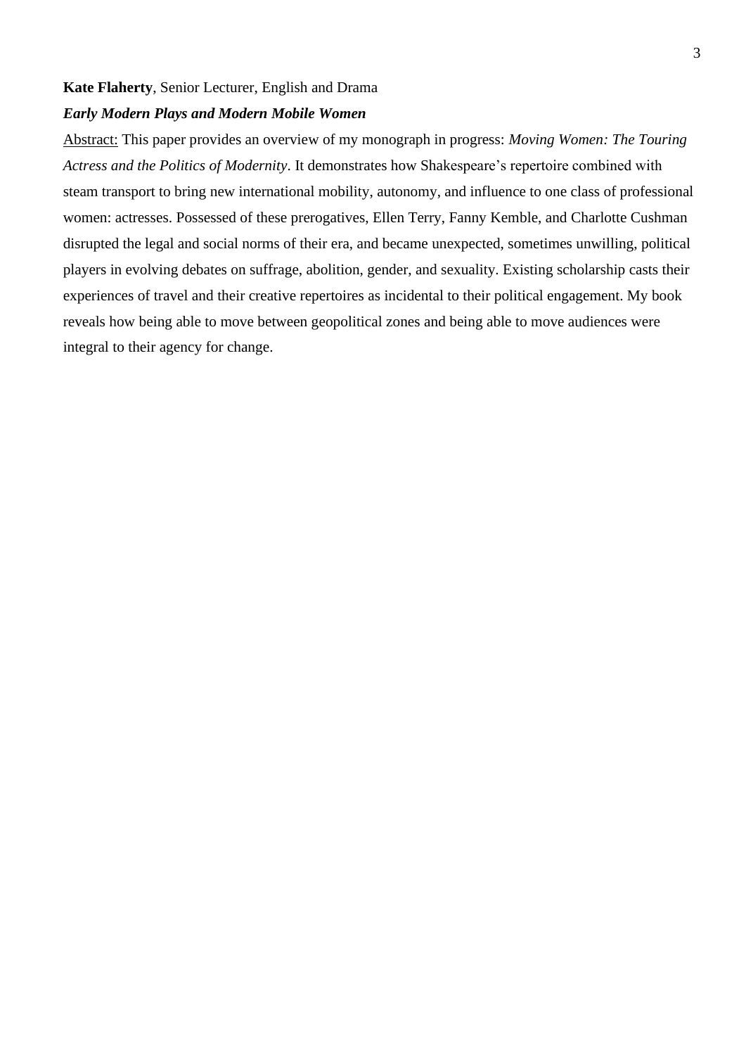**Kate Flaherty**, Senior Lecturer, English and Drama

***Early Modern Plays and Modern Mobile Women***

Abstract: This paper provides an overview of my monograph in progress: *Moving Women: The Touring Actress and the Politics of Modernity*. It demonstrates how Shakespeare's repertoire combined with steam transport to bring new international mobility, autonomy, and influence to one class of professional women: actresses. Possessed of these prerogatives, Ellen Terry, Fanny Kemble, and Charlotte Cushman disrupted the legal and social norms of their era, and became unexpected, sometimes unwilling, political players in evolving debates on suffrage, abolition, gender, and sexuality. Existing scholarship casts their experiences of travel and their creative repertoires as incidental to their political engagement. My book reveals how being able to move between geopolitical zones and being able to move audiences were integral to their agency for change.